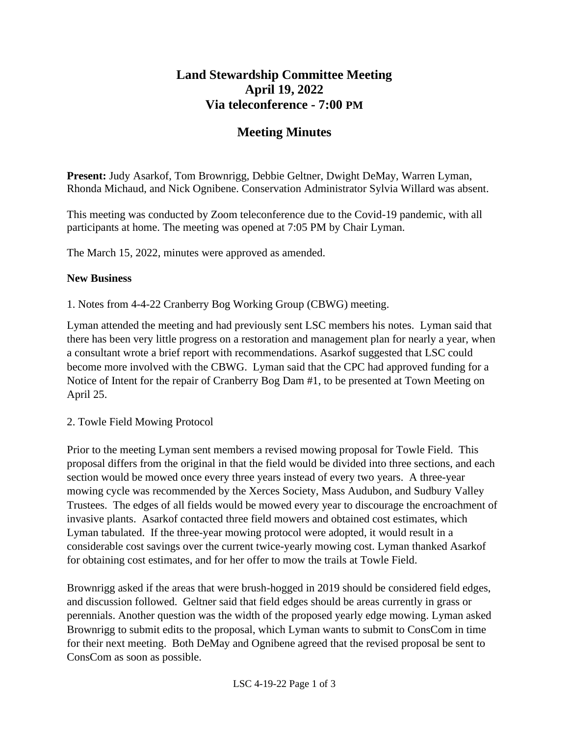# Land Stewardship Committee Meeting
# April 19, 2022
# Via teleconference - 7:00 PM

## Meeting Minutes

**Present:** Judy Asarkof, Tom Brownrigg, Debbie Geltner, Dwight DeMay, Warren Lyman, Rhonda Michaud, and Nick Ognibene. Conservation Administrator Sylvia Willard was absent.

This meeting was conducted by Zoom teleconference due to the Covid-19 pandemic, with all participants at home. The meeting was opened at 7:05 PM by Chair Lyman.

The March 15, 2022, minutes were approved as amended.

**New Business**

1. Notes from 4-4-22 Cranberry Bog Working Group (CBWG) meeting.

Lyman attended the meeting and had previously sent LSC members his notes. Lyman said that there has been very little progress on a restoration and management plan for nearly a year, when a consultant wrote a brief report with recommendations. Asarkof suggested that LSC could become more involved with the CBWG. Lyman said that the CPC had approved funding for a Notice of Intent for the repair of Cranberry Bog Dam #1, to be presented at Town Meeting on April 25.

2. Towle Field Mowing Protocol

Prior to the meeting Lyman sent members a revised mowing proposal for Towle Field. This proposal differs from the original in that the field would be divided into three sections, and each section would be mowed once every three years instead of every two years. A three-year mowing cycle was recommended by the Xerces Society, Mass Audubon, and Sudbury Valley Trustees. The edges of all fields would be mowed every year to discourage the encroachment of invasive plants. Asarkof contacted three field mowers and obtained cost estimates, which Lyman tabulated. If the three-year mowing protocol were adopted, it would result in a considerable cost savings over the current twice-yearly mowing cost. Lyman thanked Asarkof for obtaining cost estimates, and for her offer to mow the trails at Towle Field.

Brownrigg asked if the areas that were brush-hogged in 2019 should be considered field edges, and discussion followed. Geltner said that field edges should be areas currently in grass or perennials. Another question was the width of the proposed yearly edge mowing. Lyman asked Brownrigg to submit edits to the proposal, which Lyman wants to submit to ConsCom in time for their next meeting. Both DeMay and Ognibene agreed that the revised proposal be sent to ConsCom as soon as possible.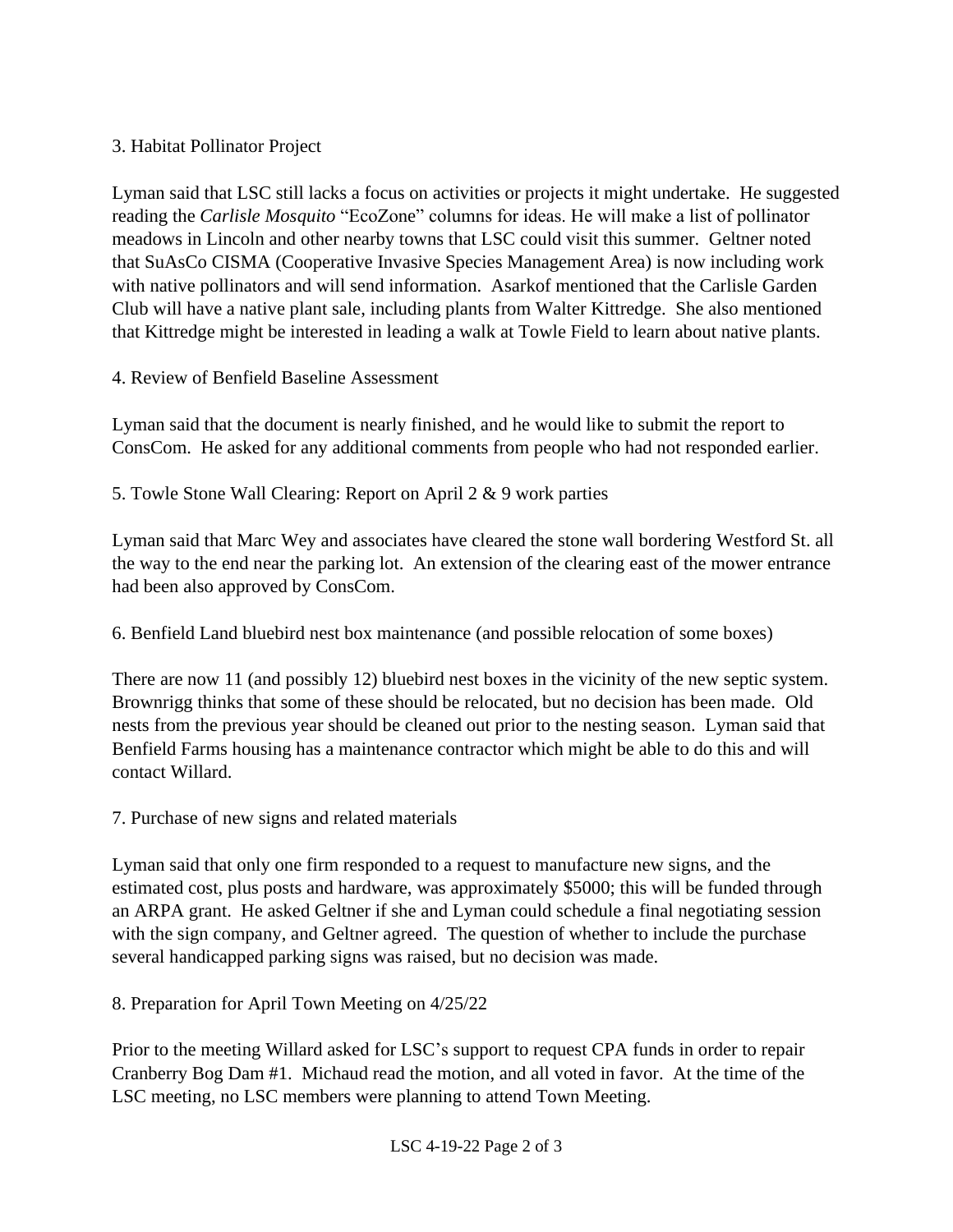3. Habitat Pollinator Project

Lyman said that LSC still lacks a focus on activities or projects it might undertake. He suggested reading the *Carlisle Mosquito* "EcoZone" columns for ideas. He will make a list of pollinator meadows in Lincoln and other nearby towns that LSC could visit this summer. Geltner noted that SuAsCo CISMA (Cooperative Invasive Species Management Area) is now including work with native pollinators and will send information. Asarkof mentioned that the Carlisle Garden Club will have a native plant sale, including plants from Walter Kittredge. She also mentioned that Kittredge might be interested in leading a walk at Towle Field to learn about native plants.

4. Review of Benfield Baseline Assessment

Lyman said that the document is nearly finished, and he would like to submit the report to ConsCom. He asked for any additional comments from people who had not responded earlier.

5. Towle Stone Wall Clearing: Report on April 2 & 9 work parties

Lyman said that Marc Wey and associates have cleared the stone wall bordering Westford St. all the way to the end near the parking lot. An extension of the clearing east of the mower entrance had been also approved by ConsCom.

6. Benfield Land bluebird nest box maintenance (and possible relocation of some boxes)

There are now 11 (and possibly 12) bluebird nest boxes in the vicinity of the new septic system. Brownrigg thinks that some of these should be relocated, but no decision has been made. Old nests from the previous year should be cleaned out prior to the nesting season. Lyman said that Benfield Farms housing has a maintenance contractor which might be able to do this and will contact Willard.

7. Purchase of new signs and related materials

Lyman said that only one firm responded to a request to manufacture new signs, and the estimated cost, plus posts and hardware, was approximately $5000; this will be funded through an ARPA grant. He asked Geltner if she and Lyman could schedule a final negotiating session with the sign company, and Geltner agreed. The question of whether to include the purchase several handicapped parking signs was raised, but no decision was made.

8. Preparation for April Town Meeting on 4/25/22

Prior to the meeting Willard asked for LSC's support to request CPA funds in order to repair Cranberry Bog Dam #1. Michaud read the motion, and all voted in favor. At the time of the LSC meeting, no LSC members were planning to attend Town Meeting.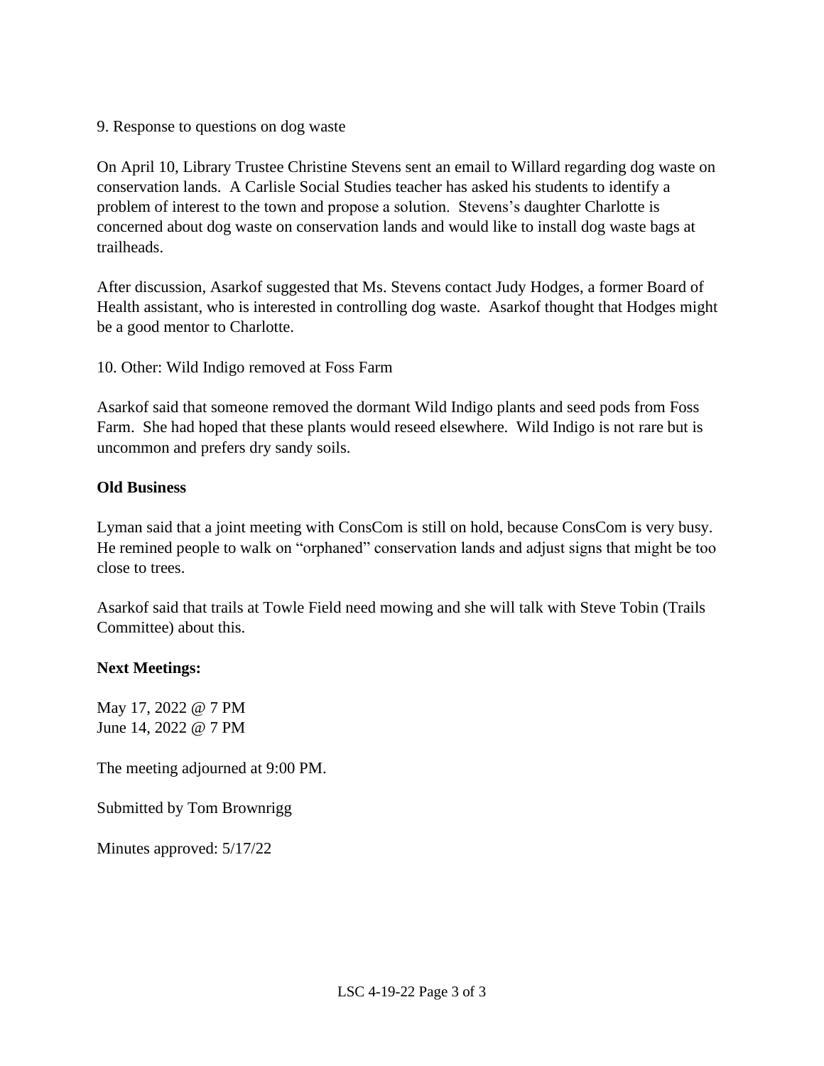9. Response to questions on dog waste

On April 10, Library Trustee Christine Stevens sent an email to Willard regarding dog waste on conservation lands. A Carlisle Social Studies teacher has asked his students to identify a problem of interest to the town and propose a solution. Stevens's daughter Charlotte is concerned about dog waste on conservation lands and would like to install dog waste bags at trailheads.

After discussion, Asarkof suggested that Ms. Stevens contact Judy Hodges, a former Board of Health assistant, who is interested in controlling dog waste. Asarkof thought that Hodges might be a good mentor to Charlotte.

10. Other: Wild Indigo removed at Foss Farm

Asarkof said that someone removed the dormant Wild Indigo plants and seed pods from Foss Farm. She had hoped that these plants would reseed elsewhere. Wild Indigo is not rare but is uncommon and prefers dry sandy soils.

**Old Business**

Lyman said that a joint meeting with ConsCom is still on hold, because ConsCom is very busy. He remined people to walk on "orphaned" conservation lands and adjust signs that might be too close to trees.

Asarkof said that trails at Towle Field need mowing and she will talk with Steve Tobin (Trails Committee) about this.

**Next Meetings:**

May 17, 2022 @ 7 PM
June 14, 2022 @ 7 PM

The meeting adjourned at 9:00 PM.

Submitted by Tom Brownrigg

Minutes approved: 5/17/22